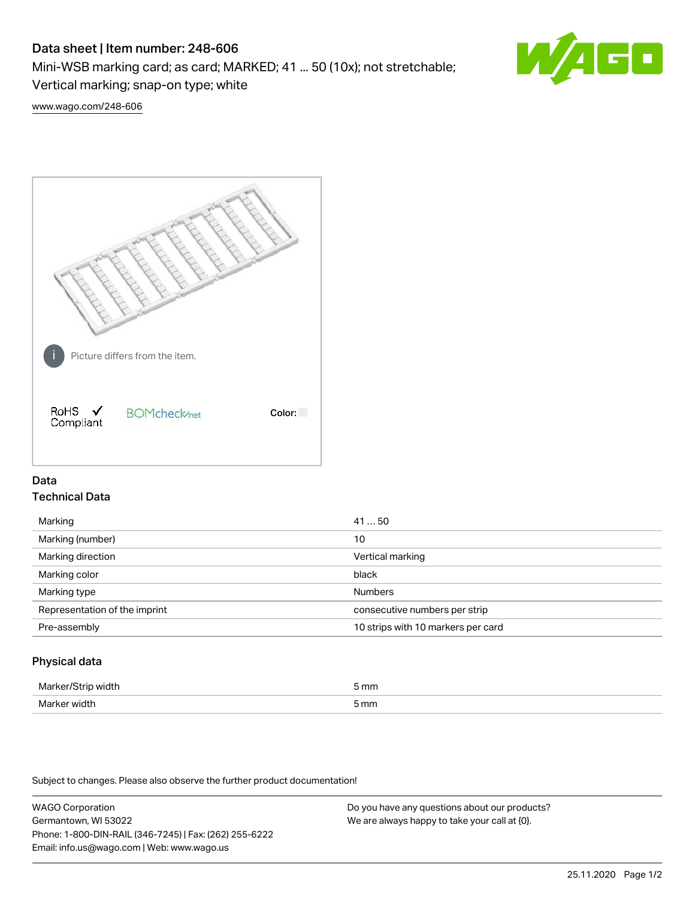# Data sheet | Item number: 248-606

Mini-WSB marking card; as card; MARKED; 41 ... 50 (10x); not stretchable; Vertical marking; snap-on type; white

www.wago.com/248-606

Picture differs from the item.

RoHS Compliant

BOMcheck.net

Color:

## Data

### Technical Data

| | |
|---|---|
| Marking | 41 … 50 |
| Marking (number) | 10 |
| Marking direction | Vertical marking |
| Marking color | black |
| Marking type | Numbers |
| Representation of the imprint | consecutive numbers per strip |
| Pre-assembly | 10 strips with 10 markers per card |

### Physical data

| | |
|---|---|
| Marker/Strip width | 5 mm |
| Marker width | 5 mm |

Subject to changes. Please also observe the further product documentation!

WAGO Corporation
Germantown, WI 53022
Phone: 1-800-DIN-RAIL (346-7245) | Fax: (262) 255-6222
Email: info.us@wago.com | Web: www.wago.us

Do you have any questions about our products?
We are always happy to take your call at {0}.

25.11.2020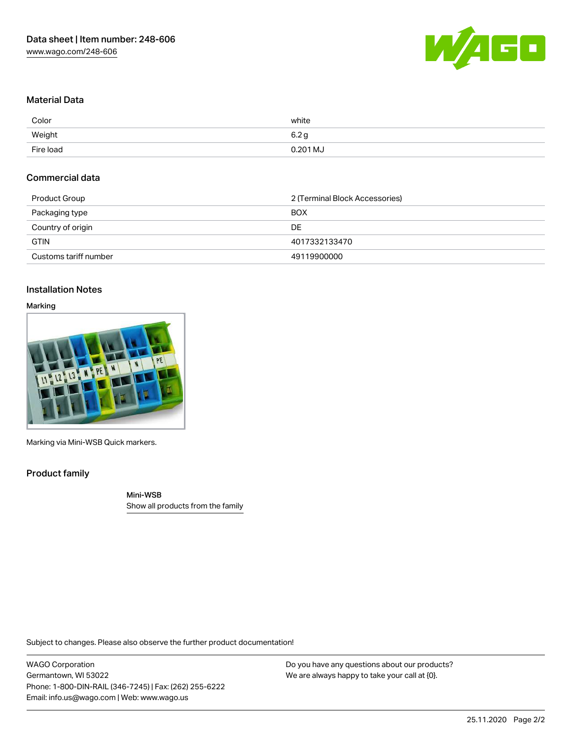## Material Data

| | |
|---|---|
| Color | white |
| Weight | 6.2 g |
| Fire load | 0.201 MJ |

## Commercial data

| | |
|---|---|
| Product Group | 2 (Terminal Block Accessories) |
| Packaging type | BOX |
| Country of origin | DE |
| GTIN | 4017332133470 |
| Customs tariff number | 49119900000 |

## Installation Notes

### Marking

Marking via Mini-WSB Quick markers.

## Product family

Mini-WSB
Show all products from the family

Subject to changes. Please also observe the further product documentation!

WAGO Corporation
Germantown, WI 53022
Phone: 1-800-DIN-RAIL (346-7245) | Fax: (262) 255-6222
Email: info.us@wago.com | Web: www.wago.us

Do you have any questions about our products?
We are always happy to take your call at {0}.